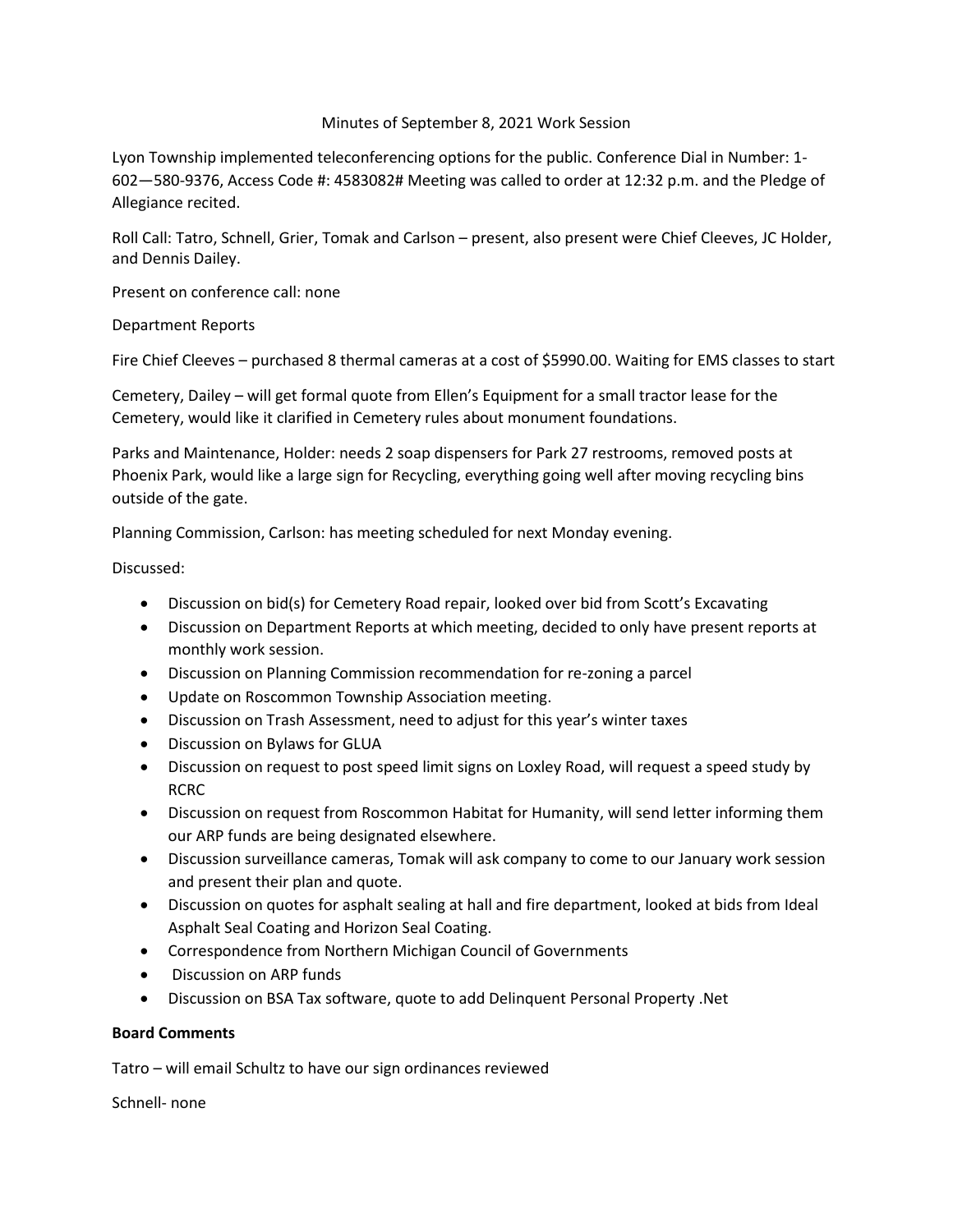Minutes of September 8, 2021 Work Session

Lyon Township implemented teleconferencing options for the public. Conference Dial in Number: 1-602—580-9376, Access Code #: 4583082# Meeting was called to order at 12:32 p.m. and the Pledge of Allegiance recited.

Roll Call: Tatro, Schnell, Grier, Tomak and Carlson – present, also present were Chief Cleeves, JC Holder, and Dennis Dailey.

Present on conference call: none

Department Reports

Fire Chief Cleeves – purchased 8 thermal cameras at a cost of $5990.00. Waiting for EMS classes to start

Cemetery, Dailey – will get formal quote from Ellen's Equipment for a small tractor lease for the Cemetery, would like it clarified in Cemetery rules about monument foundations.

Parks and Maintenance, Holder: needs 2 soap dispensers for Park 27 restrooms, removed posts at Phoenix Park, would like a large sign for Recycling, everything going well after moving recycling bins outside of the gate.

Planning Commission, Carlson: has meeting scheduled for next Monday evening.

Discussed:

- Discussion on bid(s) for Cemetery Road repair, looked over bid from Scott's Excavating
- Discussion on Department Reports at which meeting, decided to only have present reports at monthly work session.
- Discussion on Planning Commission recommendation for re-zoning a parcel
- Update on Roscommon Township Association meeting.
- Discussion on Trash Assessment, need to adjust for this year's winter taxes
- Discussion on Bylaws for GLUA
- Discussion on request to post speed limit signs on Loxley Road, will request a speed study by RCRC
- Discussion on request from Roscommon Habitat for Humanity, will send letter informing them our ARP funds are being designated elsewhere.
- Discussion surveillance cameras, Tomak will ask company to come to our January work session and present their plan and quote.
- Discussion on quotes for asphalt sealing at hall and fire department, looked at bids from Ideal Asphalt Seal Coating and Horizon Seal Coating.
- Correspondence from Northern Michigan Council of Governments
- Discussion on ARP funds
- Discussion on BSA Tax software, quote to add Delinquent Personal Property .Net

**Board Comments**

Tatro – will email Schultz to have our sign ordinances reviewed

Schnell- none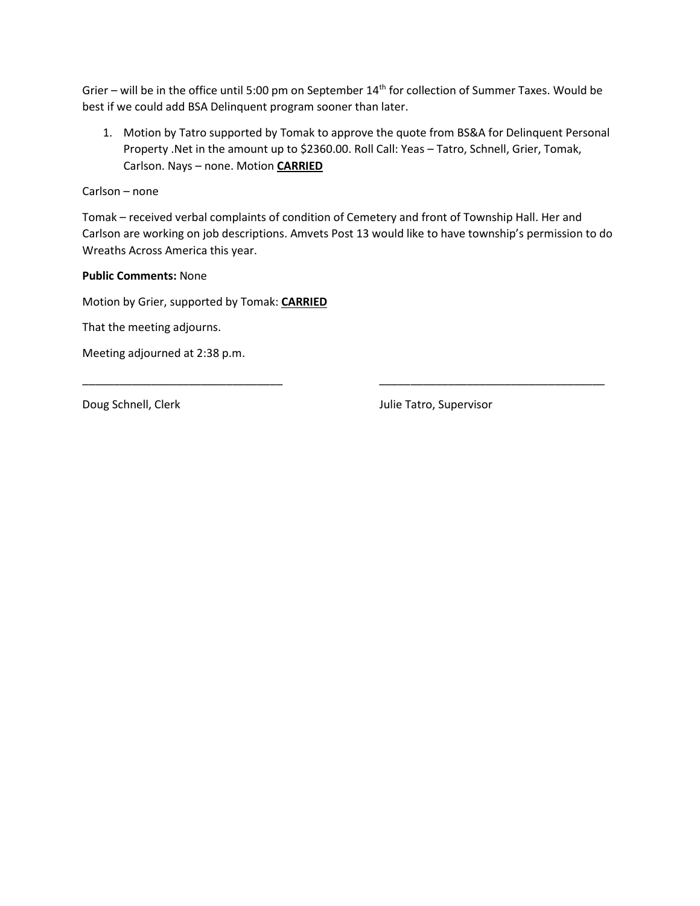Grier – will be in the office until 5:00 pm on September 14th for collection of Summer Taxes. Would be best if we could add BSA Delinquent program sooner than later.

1. Motion by Tatro supported by Tomak to approve the quote from BS&A for Delinquent Personal Property .Net in the amount up to $2360.00. Roll Call: Yeas – Tatro, Schnell, Grier, Tomak, Carlson. Nays – none. Motion **CARRIED**

Carlson – none

Tomak – received verbal complaints of condition of Cemetery and front of Township Hall. Her and Carlson are working on job descriptions. Amvets Post 13 would like to have township's permission to do Wreaths Across America this year.

**Public Comments:** None

Motion by Grier, supported by Tomak: **CARRIED**

That the meeting adjourns.

Meeting adjourned at 2:38 p.m.

_________________________________

Doug Schnell, Clerk

_________________________________

Julie Tatro, Supervisor